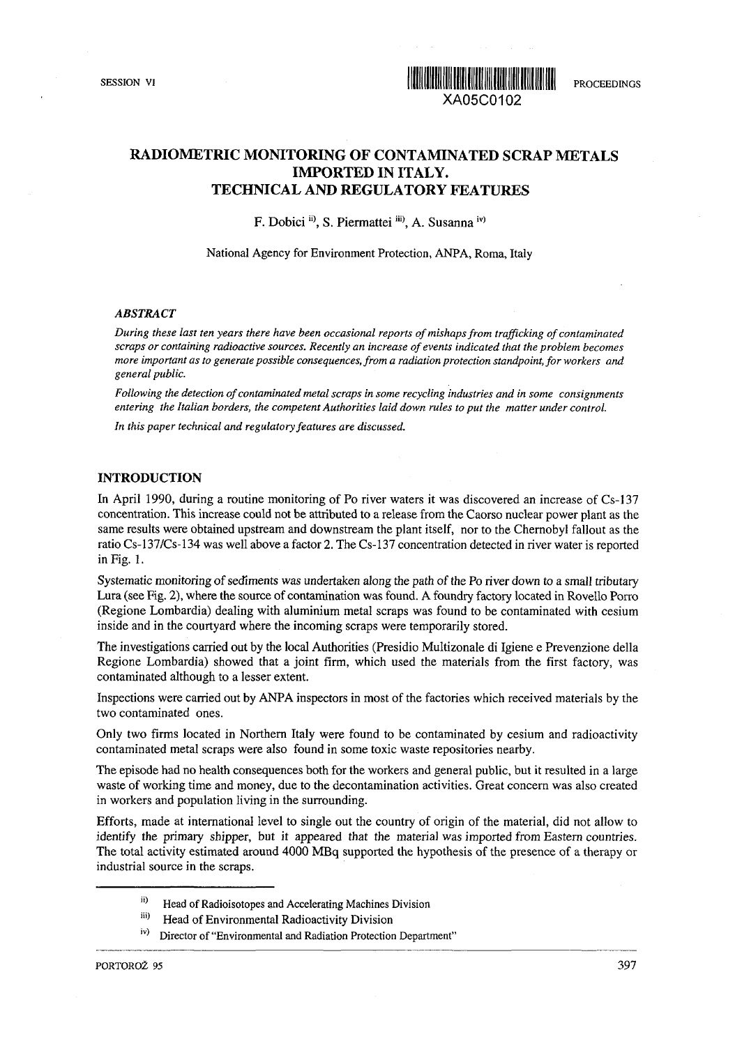# RADIOMETRIC MONITORING OF CONTAMINATED SCRAP METALS IMPORTED IN ITALY. TECHNICAL AND REGULATORY FEATURES

F. Dobici [ii], S. Piermattei [iii], A. Susanna [iv]

National Agency for Environment Protection, ANPA, Roma, Italy

### *ABSTRACT*

*During these last ten years there have been occasional reports of mishaps from trafficking of contaminated scraps or containing radioactive sources. Recently an increase of events indicated that the problem becomes more important as to generate possible consequences, from a radiation protection standpoint, for workers and general public.*

*Following the detection of contaminated metal scraps in some recycling industries and in some consignments entering the Italian borders, the competent Authorities laid down rules to put the matter under control.*

*In this paper technical and regulatory features are discussed.*

## INTRODUCTION

In April 1990, during a routine monitoring of Po river waters it was discovered an increase of Cs-137 concentration. This increase could not be attributed to a release from the Caorso nuclear power plant as the same results were obtained upstream and downstream the plant itself, nor to the Chernobyl fallout as the ratio Cs-137/Cs-134 was well above a factor 2. The Cs-137 concentration detected in river water is reported in Fig. 1.

Systematic monitoring of sediments was undertaken along the path of the Po river down to a small tributary Lura (see Fig. 2), where the source of contamination was found. A foundry factory located in Rovello Porro (Regione Lombardia) dealing with aluminium metal scraps was found to be contaminated with cesium inside and in the courtyard where the incoming scraps were temporarily stored.

The investigations carried out by the local Authorities (Presidio Multizonale di Igiene e Prevenzione della Regione Lombardia) showed that a joint firm, which used the materials from the first factory, was contaminated although to a lesser extent.

Inspections were carried out by ANPA inspectors in most of the factories which received materials by the two contaminated ones.

Only two firms located in Northern Italy were found to be contaminated by cesium and radioactivity contaminated metal scraps were also found in some toxic waste repositories nearby.

The episode had no health consequences both for the workers and general public, but it resulted in a large waste of working time and money, due to the decontamination activities. Great concern was also created in workers and population living in the surrounding.

Efforts, made at international level to single out the country of origin of the material, did not allow to identify the primary shipper, but it appeared that the material was imported from Eastern countries. The total activity estimated around 4000 MBq supported the hypothesis of the presence of a therapy or industrial source in the scraps.

---

[ii] Head of Radioisotopes and Accelerating Machines Division

[iii] Head of Environmental Radioactivity Division

[iv] Director of "Environmental and Radiation Protection Department"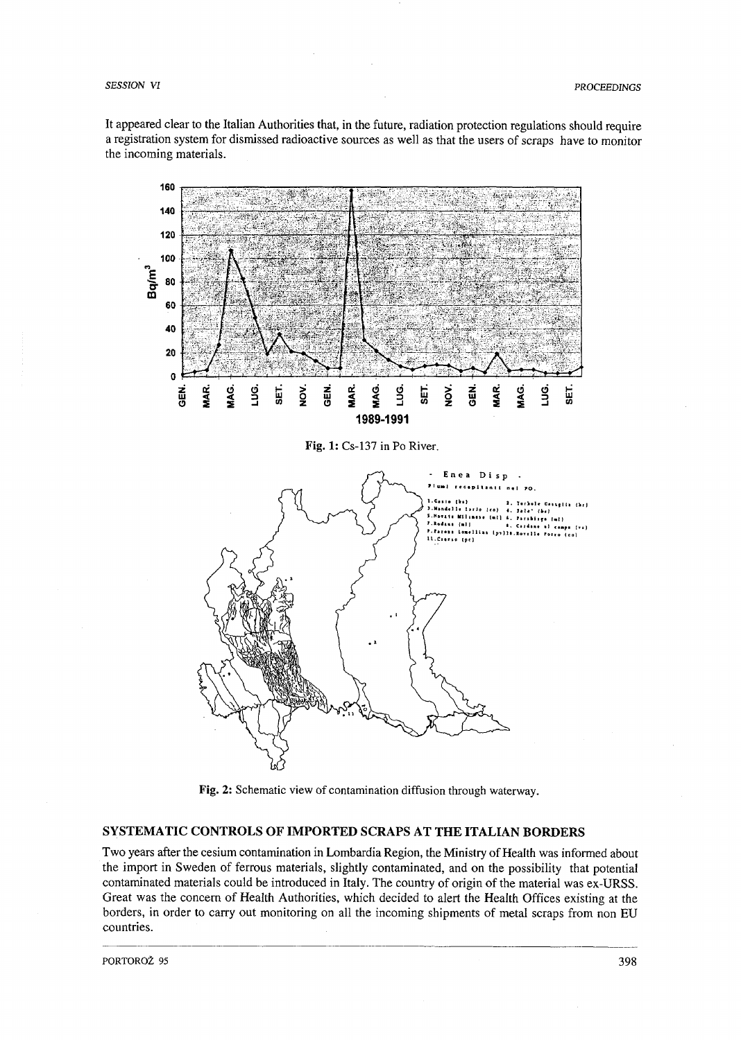It appeared clear to the Italian Authorities that, in the future, radiation protection regulations should require a registration system for dismissed radioactive sources as well as that the users of scraps have to monitor the incoming materials.

**Fig. 1:** Cs-137 in Po River.

**Fig. 2:** Schematic view of contamination diffusion through waterway.

## SYSTEMATIC CONTROLS OF IMPORTED SCRAPS AT THE ITALIAN BORDERS

Two years after the cesium contamination in Lombardia Region, the Ministry of Health was informed about the import in Sweden of ferrous materials, slightly contaminated, and on the possibility that potential contaminated materials could be introduced in Italy. The country of origin of the material was ex-URSS. Great was the concern of Health Authorities, which decided to alert the Health Offices existing at the borders, in order to carry out monitoring on all the incoming shipments of metal scraps from non EU countries.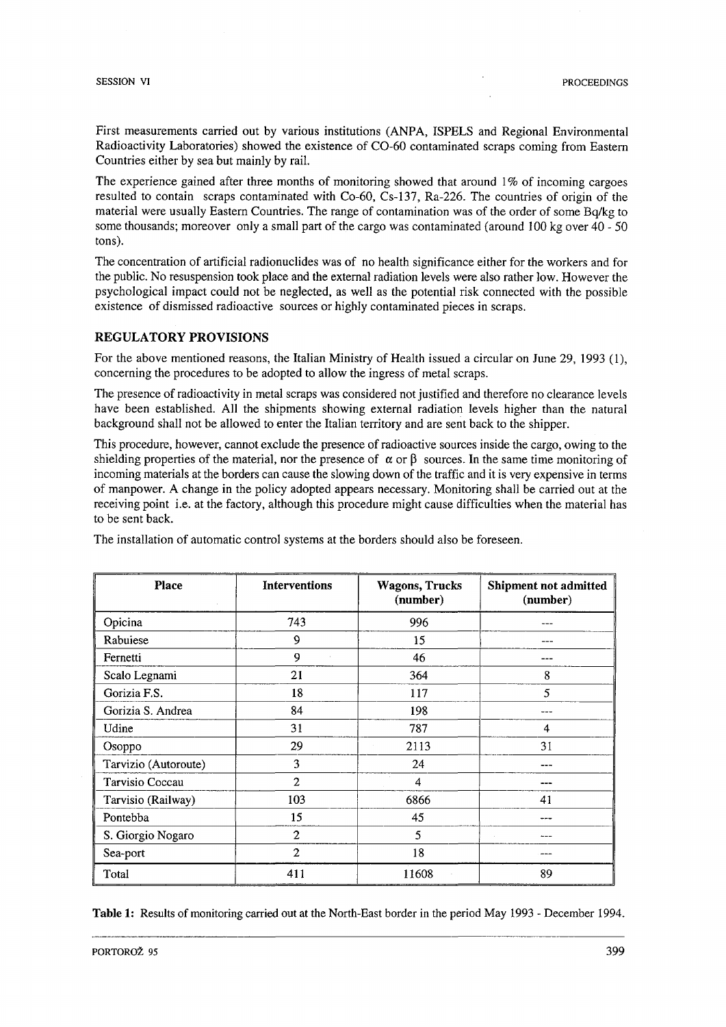First measurements carried out by various institutions (ANPA, ISPELS and Regional Environmental Radioactivity Laboratories) showed the existence of CO-60 contaminated scraps coming from Eastern Countries either by sea but mainly by rail.

The experience gained after three months of monitoring showed that around 1% of incoming cargoes resulted to contain scraps contaminated with Co-60, Cs-137, Ra-226. The countries of origin of the material were usually Eastern Countries. The range of contamination was of the order of some Bq/kg to some thousands; moreover only a small part of the cargo was contaminated (around 100 kg over 40 - 50 tons).

The concentration of artificial radionuclides was of no health significance either for the workers and for the public. No resuspension took place and the external radiation levels were also rather low. However the psychological impact could not be neglected, as well as the potential risk connected with the possible existence of dismissed radioactive sources or highly contaminated pieces in scraps.

## REGULATORY PROVISIONS

For the above mentioned reasons, the Italian Ministry of Health issued a circular on June 29, 1993 (1), concerning the procedures to be adopted to allow the ingress of metal scraps.

The presence of radioactivity in metal scraps was considered not justified and therefore no clearance levels have been established. All the shipments showing external radiation levels higher than the natural background shall not be allowed to enter the Italian territory and are sent back to the shipper.

This procedure, however, cannot exclude the presence of radioactive sources inside the cargo, owing to the shielding properties of the material, nor the presence of $\alpha$ or $\beta$ sources. In the same time monitoring of incoming materials at the borders can cause the slowing down of the traffic and it is very expensive in terms of manpower. A change in the policy adopted appears necessary. Monitoring shall be carried out at the receiving point i.e. at the factory, although this procedure might cause difficulties when the material has to be sent back.

The installation of automatic control systems at the borders should also be foreseen.

| Place | Interventions | Wagons, Trucks (number) | Shipment not admitted (number) |
|---|---|---|---|
| Opicina | 743 | 996 | --- |
| Rabuiese | 9 | 15 | --- |
| Fernetti | 9 | 46 | --- |
| Scalo Legnami | 21 | 364 | 8 |
| Gorizia F.S. | 18 | 117 | 5 |
| Gorizia S. Andrea | 84 | 198 | --- |
| Udine | 31 | 787 | 4 |
| Osoppo | 29 | 2113 | 31 |
| Tarvizio (Autoroute) | 3 | 24 | --- |
| Tarvisio Coccau | 2 | 4 | --- |
| Tarvisio (Railway) | 103 | 6866 | 41 |
| Pontebba | 15 | 45 | --- |
| S. Giorgio Nogaro | 2 | 5 | --- |
| Sea-port | 2 | 18 | --- |
| Total | 411 | 11608 | 89 |

**Table 1:** Results of monitoring carried out at the North-East border in the period May 1993 - December 1994.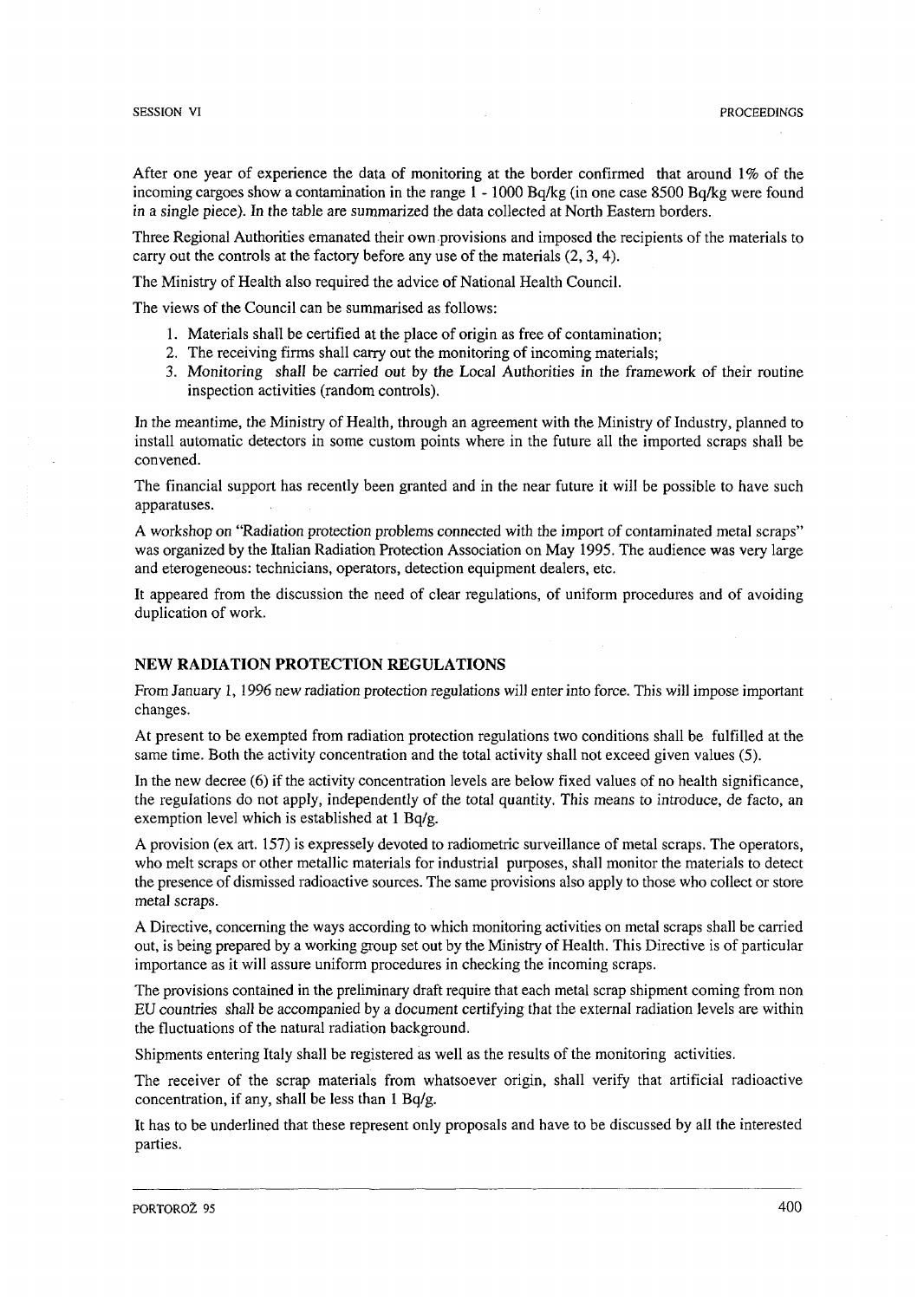After one year of experience the data of monitoring at the border confirmed that around 1% of the incoming cargoes show a contamination in the range 1 - 1000 Bq/kg (in one case 8500 Bq/kg were found in a single piece). In the table are summarized the data collected at North Eastern borders.

Three Regional Authorities emanated their own provisions and imposed the recipients of the materials to carry out the controls at the factory before any use of the materials (2, 3, 4).

The Ministry of Health also required the advice of National Health Council.

The views of the Council can be summarised as follows:

1. Materials shall be certified at the place of origin as free of contamination;
2. The receiving firms shall carry out the monitoring of incoming materials;
3. Monitoring shall be carried out by the Local Authorities in the framework of their routine inspection activities (random controls).

In the meantime, the Ministry of Health, through an agreement with the Ministry of Industry, planned to install automatic detectors in some custom points where in the future all the imported scraps shall be convened.

The financial support has recently been granted and in the near future it will be possible to have such apparatuses.

A workshop on "Radiation protection problems connected with the import of contaminated metal scraps" was organized by the Italian Radiation Protection Association on May 1995. The audience was very large and eterogeneous: technicians, operators, detection equipment dealers, etc.

It appeared from the discussion the need of clear regulations, of uniform procedures and of avoiding duplication of work.

## NEW RADIATION PROTECTION REGULATIONS

From January 1, 1996 new radiation protection regulations will enter into force. This will impose important changes.

At present to be exempted from radiation protection regulations two conditions shall be fulfilled at the same time. Both the activity concentration and the total activity shall not exceed given values (5).

In the new decree (6) if the activity concentration levels are below fixed values of no health significance, the regulations do not apply, independently of the total quantity. This means to introduce, de facto, an exemption level which is established at 1 Bq/g.

A provision (ex art. 157) is expressely devoted to radiometric surveillance of metal scraps. The operators, who melt scraps or other metallic materials for industrial purposes, shall monitor the materials to detect the presence of dismissed radioactive sources. The same provisions also apply to those who collect or store metal scraps.

A Directive, concerning the ways according to which monitoring activities on metal scraps shall be carried out, is being prepared by a working group set out by the Ministry of Health. This Directive is of particular importance as it will assure uniform procedures in checking the incoming scraps.

The provisions contained in the preliminary draft require that each metal scrap shipment coming from non EU countries shall be accompanied by a document certifying that the external radiation levels are within the fluctuations of the natural radiation background.

Shipments entering Italy shall be registered as well as the results of the monitoring activities.

The receiver of the scrap materials from whatsoever origin, shall verify that artificial radioactive concentration, if any, shall be less than 1 Bq/g.

It has to be underlined that these represent only proposals and have to be discussed by all the interested parties.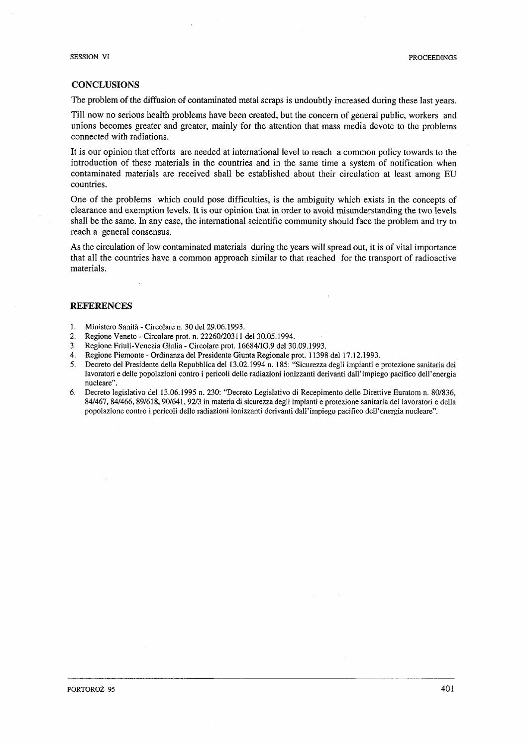## CONCLUSIONS

The problem of the diffusion of contaminated metal scraps is undoubtly increased during these last years.

Till now no serious health problems have been created, but the concern of general public, workers and unions becomes greater and greater, mainly for the attention that mass media devote to the problems connected with radiations.

It is our opinion that efforts are needed at international level to reach a common policy towards to the introduction of these materials in the countries and in the same time a system of notification when contaminated materials are received shall be established about their circulation at least among EU countries.

One of the problems which could pose difficulties, is the ambiguity which exists in the concepts of clearance and exemption levels. It is our opinion that in order to avoid misunderstanding the two levels shall be the same. In any case, the international scientific community should face the problem and try to reach a general consensus.

As the circulation of low contaminated materials during the years will spread out, it is of vital importance that all the countries have a common approach similar to that reached for the transport of radioactive materials.

## REFERENCES

1. Ministero Sanità - Circolare n. 30 del 29.06.1993.
2. Regione Veneto - Circolare prot. n. 22260/20311 del 30.05.1994.
3. Regione Friuli-Venezia Giulia - Circolare prot. 16684/IG.9 del 30.09.1993.
4. Regione Piemonte - Ordinanza del Presidente Giunta Regionale prot. 11398 del 17.12.1993.
5. Decreto del Presidente della Repubblica del 13.02.1994 n. 185: "Sicurezza degli impianti e protezione sanitaria dei lavoratori e delle popolazioni contro i pericoli delle radiazioni ionizzanti derivanti dall'impiego pacifico dell'energia nucleare".
6. Decreto legislativo del 13.06.1995 n. 230: "Decreto Legislativo di Recepimento delle Direttive Euratom n. 80/836, 84/467, 84/466, 89/618, 90/641, 92/3 in materia di sicurezza degli impianti e protezione sanitaria dei lavoratori e della popolazione contro i pericoli delle radiazioni ionizzanti derivanti dall'impiego pacifico dell'energia nucleare".